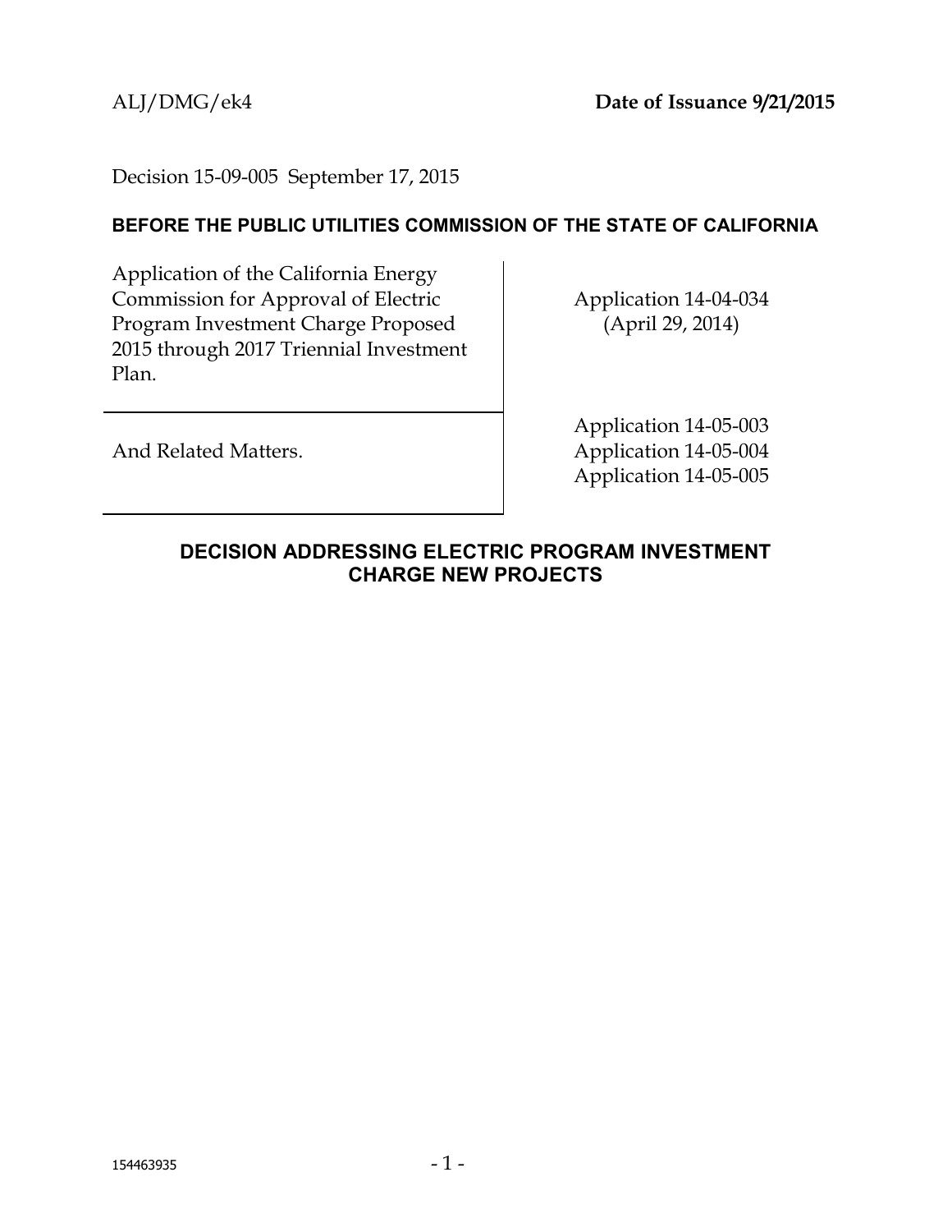ALJ/DMG/ek4 **Date of Issuance 9/21/2015**

Decision 15-09-005 September 17, 2015

**BEFORE THE PUBLIC UTILITIES COMMISSION OF THE STATE OF CALIFORNIA**

| | |
|---|---|
| Application of the California Energy Commission for Approval of Electric Program Investment Charge Proposed 2015 through 2017 Triennial Investment Plan. | Application 14-04-034 (April 29, 2014) |
| And Related Matters. | Application 14-05-003<br>Application 14-05-004<br>Application 14-05-005 |

## DECISION ADDRESSING ELECTRIC PROGRAM INVESTMENT CHARGE NEW PROJECTS

154463935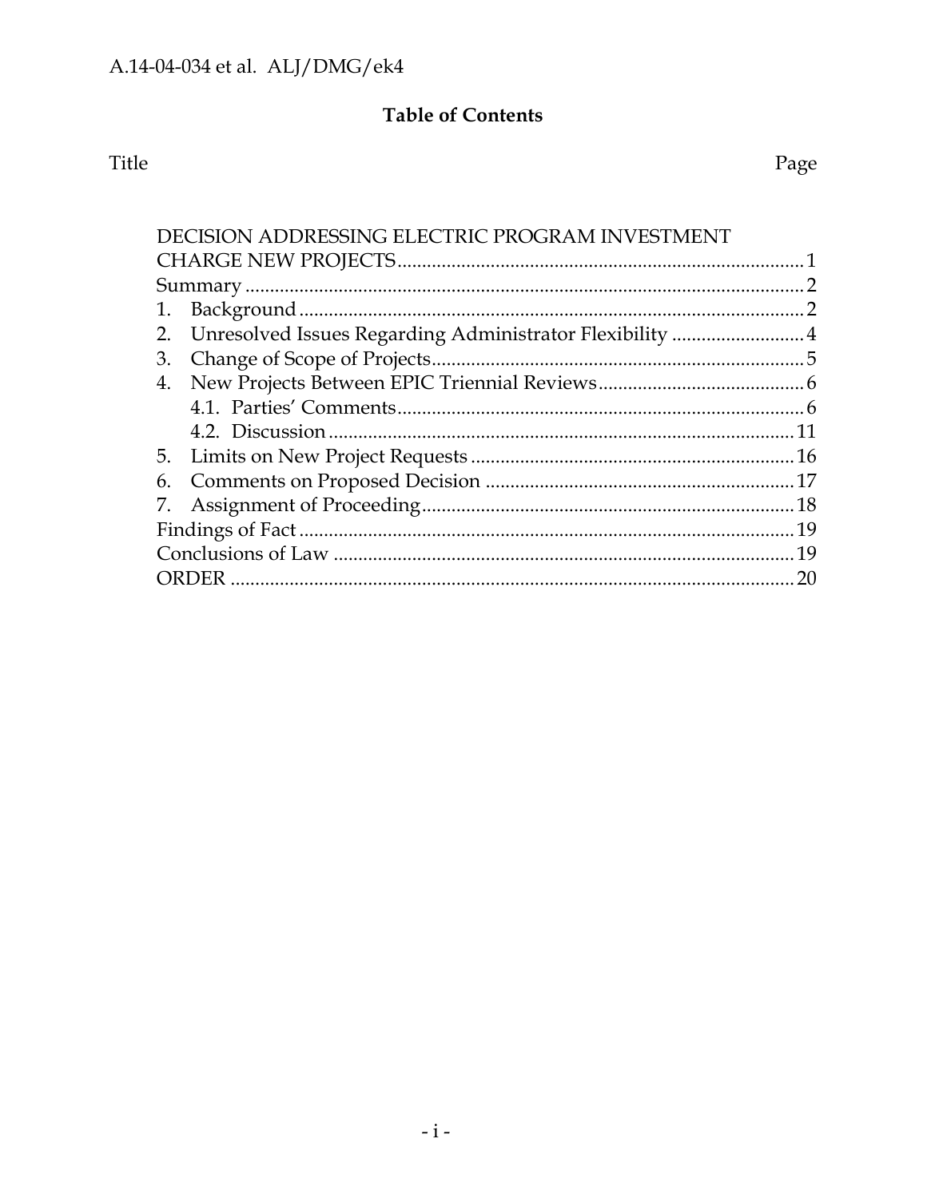## Table of Contents

| Title | Page |
|---|---|
| DECISION ADDRESSING ELECTRIC PROGRAM INVESTMENT CHARGE NEW PROJECTS | 1 |
| Summary | 2 |
| 1. Background | 2 |
| 2. Unresolved Issues Regarding Administrator Flexibility | 4 |
| 3. Change of Scope of Projects | 5 |
| 4. New Projects Between EPIC Triennial Reviews | 6 |
| 4.1. Parties' Comments | 6 |
| 4.2. Discussion | 11 |
| 5. Limits on New Project Requests | 16 |
| 6. Comments on Proposed Decision | 17 |
| 7. Assignment of Proceeding | 18 |
| Findings of Fact | 19 |
| Conclusions of Law | 19 |
| ORDER | 20 |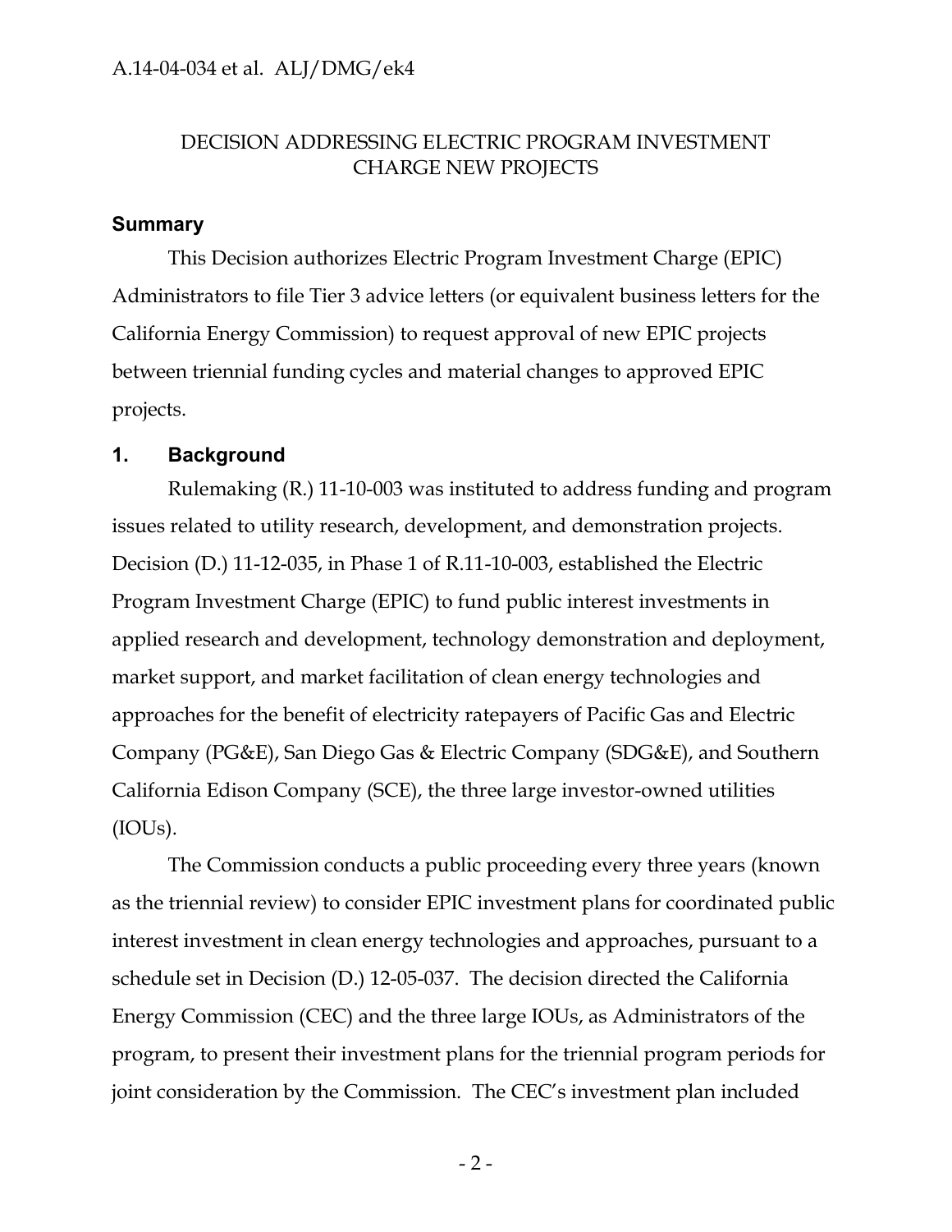DECISION ADDRESSING ELECTRIC PROGRAM INVESTMENT CHARGE NEW PROJECTS

## Summary

This Decision authorizes Electric Program Investment Charge (EPIC) Administrators to file Tier 3 advice letters (or equivalent business letters for the California Energy Commission) to request approval of new EPIC projects between triennial funding cycles and material changes to approved EPIC projects.

## 1. Background

Rulemaking (R.) 11-10-003 was instituted to address funding and program issues related to utility research, development, and demonstration projects. Decision (D.) 11-12-035, in Phase 1 of R.11-10-003, established the Electric Program Investment Charge (EPIC) to fund public interest investments in applied research and development, technology demonstration and deployment, market support, and market facilitation of clean energy technologies and approaches for the benefit of electricity ratepayers of Pacific Gas and Electric Company (PG&E), San Diego Gas & Electric Company (SDG&E), and Southern California Edison Company (SCE), the three large investor-owned utilities (IOUs).

The Commission conducts a public proceeding every three years (known as the triennial review) to consider EPIC investment plans for coordinated public interest investment in clean energy technologies and approaches, pursuant to a schedule set in Decision (D.) 12-05-037. The decision directed the California Energy Commission (CEC) and the three large IOUs, as Administrators of the program, to present their investment plans for the triennial program periods for joint consideration by the Commission. The CEC's investment plan included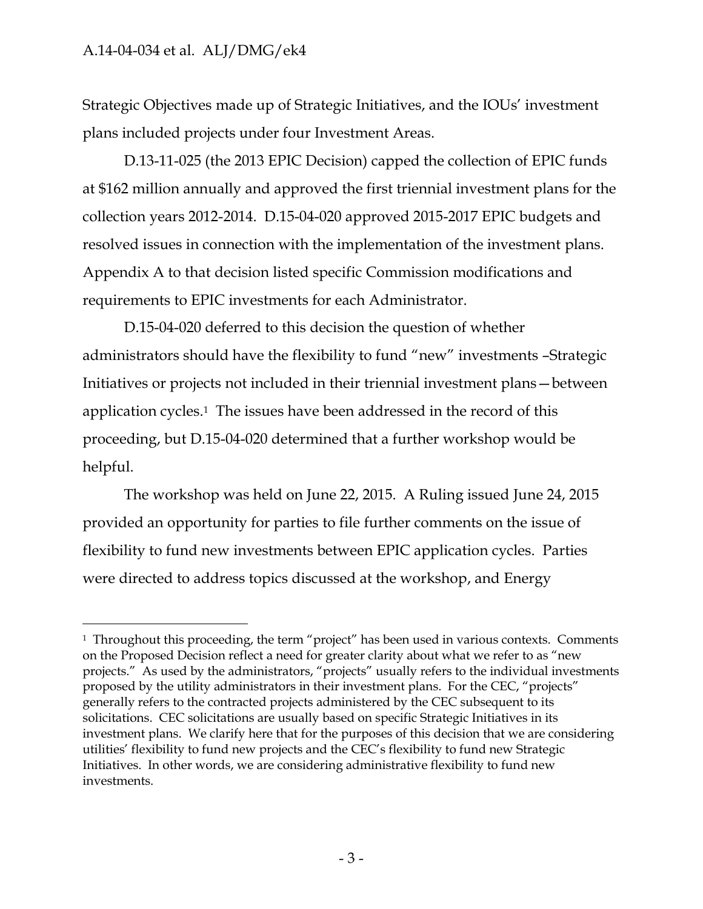Strategic Objectives made up of Strategic Initiatives, and the IOUs' investment plans included projects under four Investment Areas.

D.13-11-025 (the 2013 EPIC Decision) capped the collection of EPIC funds at $162 million annually and approved the first triennial investment plans for the collection years 2012-2014. D.15-04-020 approved 2015-2017 EPIC budgets and resolved issues in connection with the implementation of the investment plans. Appendix A to that decision listed specific Commission modifications and requirements to EPIC investments for each Administrator.

D.15-04-020 deferred to this decision the question of whether administrators should have the flexibility to fund "new" investments –Strategic Initiatives or projects not included in their triennial investment plans—between application cycles.[1] The issues have been addressed in the record of this proceeding, but D.15-04-020 determined that a further workshop would be helpful.

The workshop was held on June 22, 2015. A Ruling issued June 24, 2015 provided an opportunity for parties to file further comments on the issue of flexibility to fund new investments between EPIC application cycles. Parties were directed to address topics discussed at the workshop, and Energy

---

[1] Throughout this proceeding, the term "project" has been used in various contexts. Comments on the Proposed Decision reflect a need for greater clarity about what we refer to as "new projects." As used by the administrators, "projects" usually refers to the individual investments proposed by the utility administrators in their investment plans. For the CEC, "projects" generally refers to the contracted projects administered by the CEC subsequent to its solicitations. CEC solicitations are usually based on specific Strategic Initiatives in its investment plans. We clarify here that for the purposes of this decision that we are considering utilities' flexibility to fund new projects and the CEC's flexibility to fund new Strategic Initiatives. In other words, we are considering administrative flexibility to fund new investments.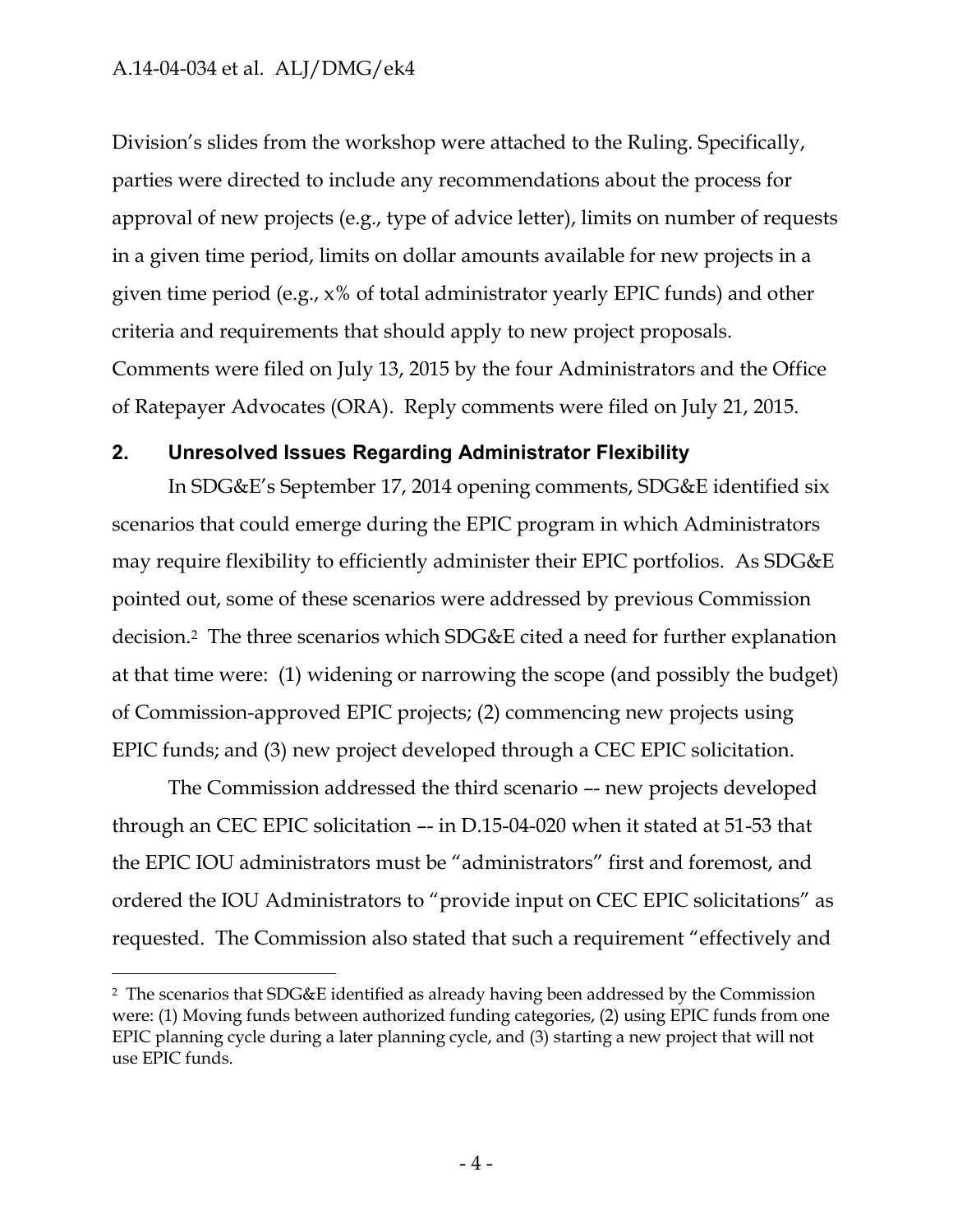Division's slides from the workshop were attached to the Ruling. Specifically, parties were directed to include any recommendations about the process for approval of new projects (e.g., type of advice letter), limits on number of requests in a given time period, limits on dollar amounts available for new projects in a given time period (e.g., x% of total administrator yearly EPIC funds) and other criteria and requirements that should apply to new project proposals. Comments were filed on July 13, 2015 by the four Administrators and the Office of Ratepayer Advocates (ORA). Reply comments were filed on July 21, 2015.

## 2. Unresolved Issues Regarding Administrator Flexibility

In SDG&E's September 17, 2014 opening comments, SDG&E identified six scenarios that could emerge during the EPIC program in which Administrators may require flexibility to efficiently administer their EPIC portfolios. As SDG&E pointed out, some of these scenarios were addressed by previous Commission decision.[2] The three scenarios which SDG&E cited a need for further explanation at that time were: (1) widening or narrowing the scope (and possibly the budget) of Commission-approved EPIC projects; (2) commencing new projects using EPIC funds; and (3) new project developed through a CEC EPIC solicitation.

The Commission addressed the third scenario –- new projects developed through an CEC EPIC solicitation –- in D.15-04-020 when it stated at 51-53 that the EPIC IOU administrators must be "administrators" first and foremost, and ordered the IOU Administrators to "provide input on CEC EPIC solicitations" as requested. The Commission also stated that such a requirement "effectively and

---

[2] The scenarios that SDG&E identified as already having been addressed by the Commission were: (1) Moving funds between authorized funding categories, (2) using EPIC funds from one EPIC planning cycle during a later planning cycle, and (3) starting a new project that will not use EPIC funds.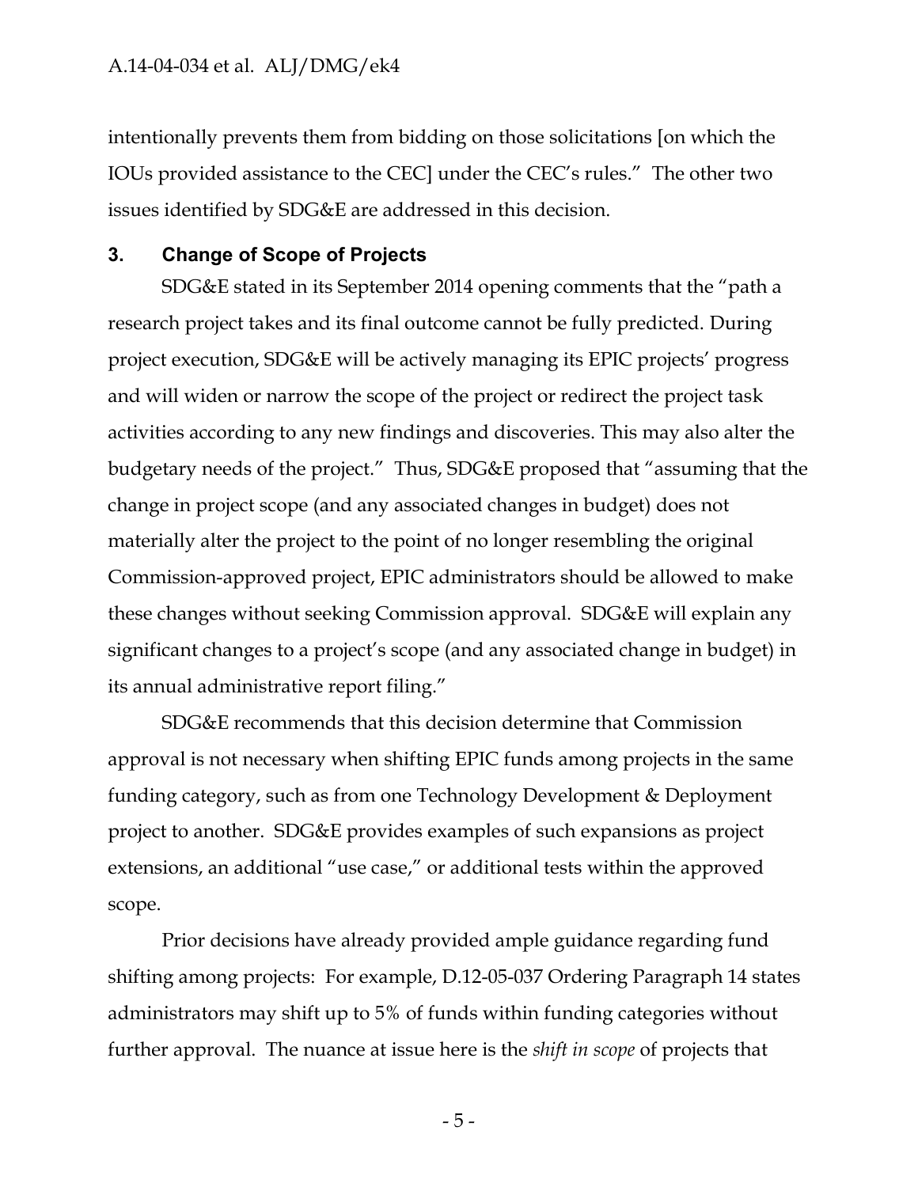intentionally prevents them from bidding on those solicitations [on which the IOUs provided assistance to the CEC] under the CEC's rules." The other two issues identified by SDG&E are addressed in this decision.

## 3. Change of Scope of Projects

SDG&E stated in its September 2014 opening comments that the "path a research project takes and its final outcome cannot be fully predicted. During project execution, SDG&E will be actively managing its EPIC projects' progress and will widen or narrow the scope of the project or redirect the project task activities according to any new findings and discoveries. This may also alter the budgetary needs of the project." Thus, SDG&E proposed that "assuming that the change in project scope (and any associated changes in budget) does not materially alter the project to the point of no longer resembling the original Commission-approved project, EPIC administrators should be allowed to make these changes without seeking Commission approval. SDG&E will explain any significant changes to a project's scope (and any associated change in budget) in its annual administrative report filing."

SDG&E recommends that this decision determine that Commission approval is not necessary when shifting EPIC funds among projects in the same funding category, such as from one Technology Development & Deployment project to another. SDG&E provides examples of such expansions as project extensions, an additional "use case," or additional tests within the approved scope.

Prior decisions have already provided ample guidance regarding fund shifting among projects: For example, D.12-05-037 Ordering Paragraph 14 states administrators may shift up to 5% of funds within funding categories without further approval. The nuance at issue here is the *shift in scope* of projects that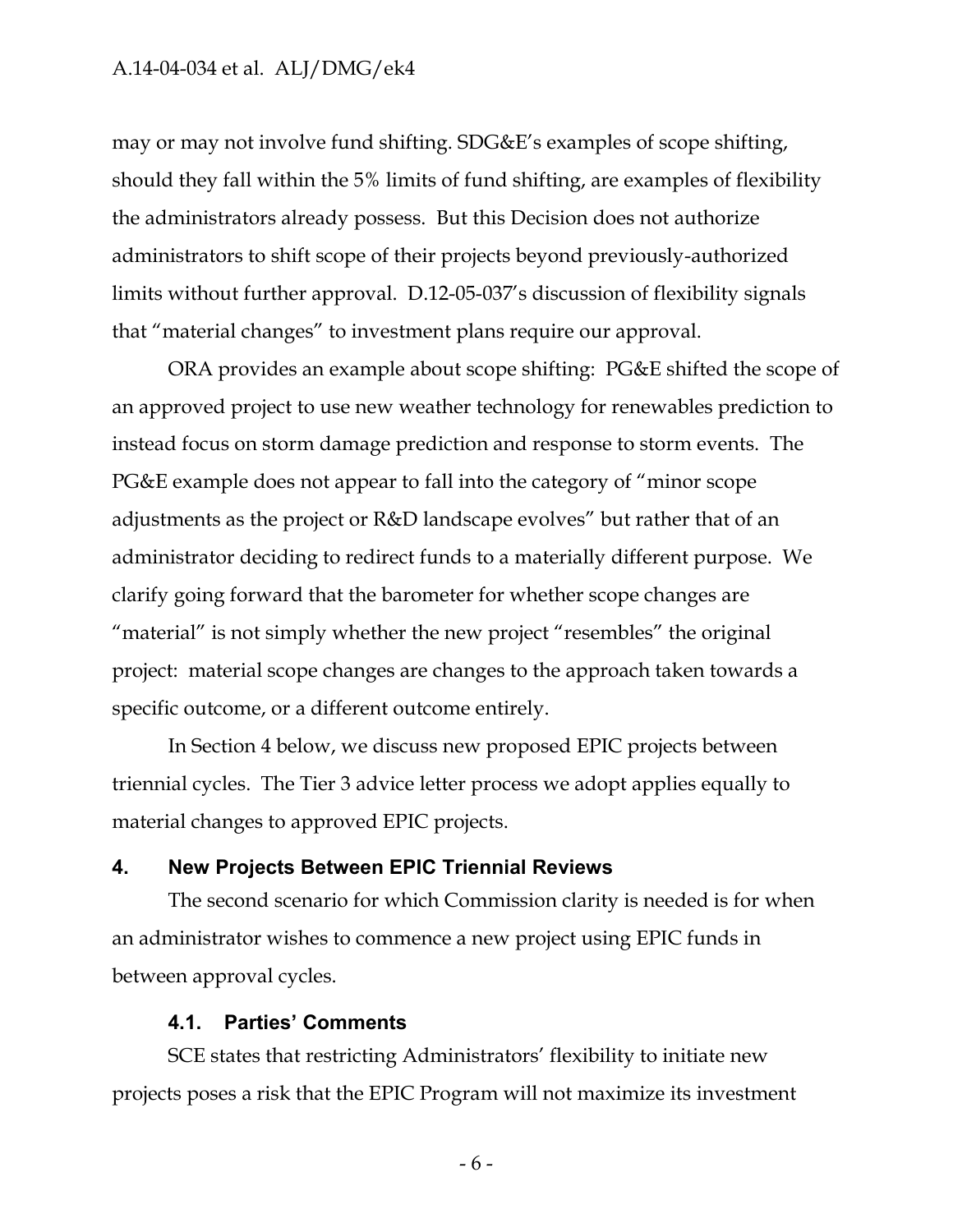may or may not involve fund shifting. SDG&E's examples of scope shifting, should they fall within the 5% limits of fund shifting, are examples of flexibility the administrators already possess. But this Decision does not authorize administrators to shift scope of their projects beyond previously-authorized limits without further approval. D.12-05-037's discussion of flexibility signals that "material changes" to investment plans require our approval.

ORA provides an example about scope shifting: PG&E shifted the scope of an approved project to use new weather technology for renewables prediction to instead focus on storm damage prediction and response to storm events. The PG&E example does not appear to fall into the category of "minor scope adjustments as the project or R&D landscape evolves" but rather that of an administrator deciding to redirect funds to a materially different purpose. We clarify going forward that the barometer for whether scope changes are "material" is not simply whether the new project "resembles" the original project: material scope changes are changes to the approach taken towards a specific outcome, or a different outcome entirely.

In Section 4 below, we discuss new proposed EPIC projects between triennial cycles. The Tier 3 advice letter process we adopt applies equally to material changes to approved EPIC projects.

## 4. New Projects Between EPIC Triennial Reviews

The second scenario for which Commission clarity is needed is for when an administrator wishes to commence a new project using EPIC funds in between approval cycles.

### 4.1. Parties' Comments

SCE states that restricting Administrators' flexibility to initiate new projects poses a risk that the EPIC Program will not maximize its investment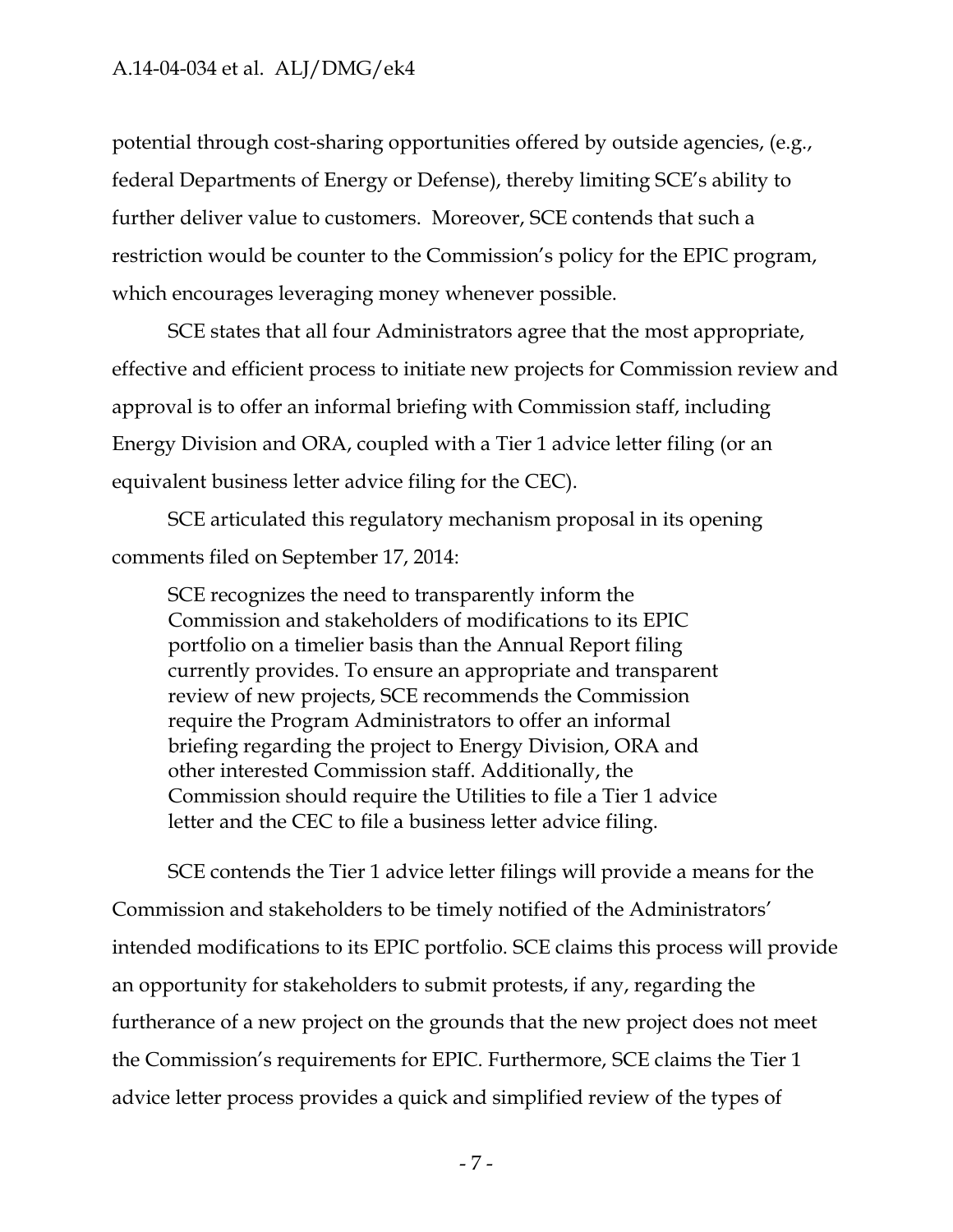potential through cost-sharing opportunities offered by outside agencies, (e.g., federal Departments of Energy or Defense), thereby limiting SCE's ability to further deliver value to customers. Moreover, SCE contends that such a restriction would be counter to the Commission's policy for the EPIC program, which encourages leveraging money whenever possible.

SCE states that all four Administrators agree that the most appropriate, effective and efficient process to initiate new projects for Commission review and approval is to offer an informal briefing with Commission staff, including Energy Division and ORA, coupled with a Tier 1 advice letter filing (or an equivalent business letter advice filing for the CEC).

SCE articulated this regulatory mechanism proposal in its opening comments filed on September 17, 2014:

> SCE recognizes the need to transparently inform the Commission and stakeholders of modifications to its EPIC portfolio on a timelier basis than the Annual Report filing currently provides. To ensure an appropriate and transparent review of new projects, SCE recommends the Commission require the Program Administrators to offer an informal briefing regarding the project to Energy Division, ORA and other interested Commission staff. Additionally, the Commission should require the Utilities to file a Tier 1 advice letter and the CEC to file a business letter advice filing.

SCE contends the Tier 1 advice letter filings will provide a means for the Commission and stakeholders to be timely notified of the Administrators' intended modifications to its EPIC portfolio. SCE claims this process will provide an opportunity for stakeholders to submit protests, if any, regarding the furtherance of a new project on the grounds that the new project does not meet the Commission's requirements for EPIC. Furthermore, SCE claims the Tier 1 advice letter process provides a quick and simplified review of the types of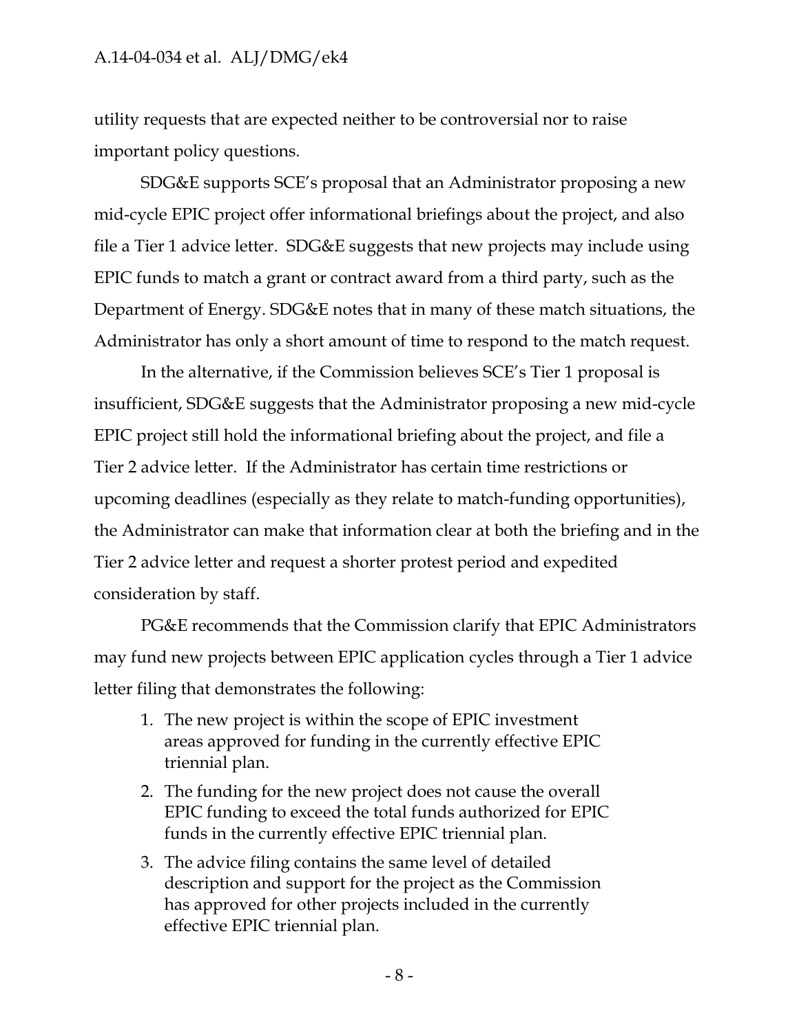utility requests that are expected neither to be controversial nor to raise important policy questions.

SDG&E supports SCE's proposal that an Administrator proposing a new mid-cycle EPIC project offer informational briefings about the project, and also file a Tier 1 advice letter. SDG&E suggests that new projects may include using EPIC funds to match a grant or contract award from a third party, such as the Department of Energy. SDG&E notes that in many of these match situations, the Administrator has only a short amount of time to respond to the match request.

In the alternative, if the Commission believes SCE's Tier 1 proposal is insufficient, SDG&E suggests that the Administrator proposing a new mid-cycle EPIC project still hold the informational briefing about the project, and file a Tier 2 advice letter. If the Administrator has certain time restrictions or upcoming deadlines (especially as they relate to match-funding opportunities), the Administrator can make that information clear at both the briefing and in the Tier 2 advice letter and request a shorter protest period and expedited consideration by staff.

PG&E recommends that the Commission clarify that EPIC Administrators may fund new projects between EPIC application cycles through a Tier 1 advice letter filing that demonstrates the following:

1. The new project is within the scope of EPIC investment areas approved for funding in the currently effective EPIC triennial plan.
2. The funding for the new project does not cause the overall EPIC funding to exceed the total funds authorized for EPIC funds in the currently effective EPIC triennial plan.
3. The advice filing contains the same level of detailed description and support for the project as the Commission has approved for other projects included in the currently effective EPIC triennial plan.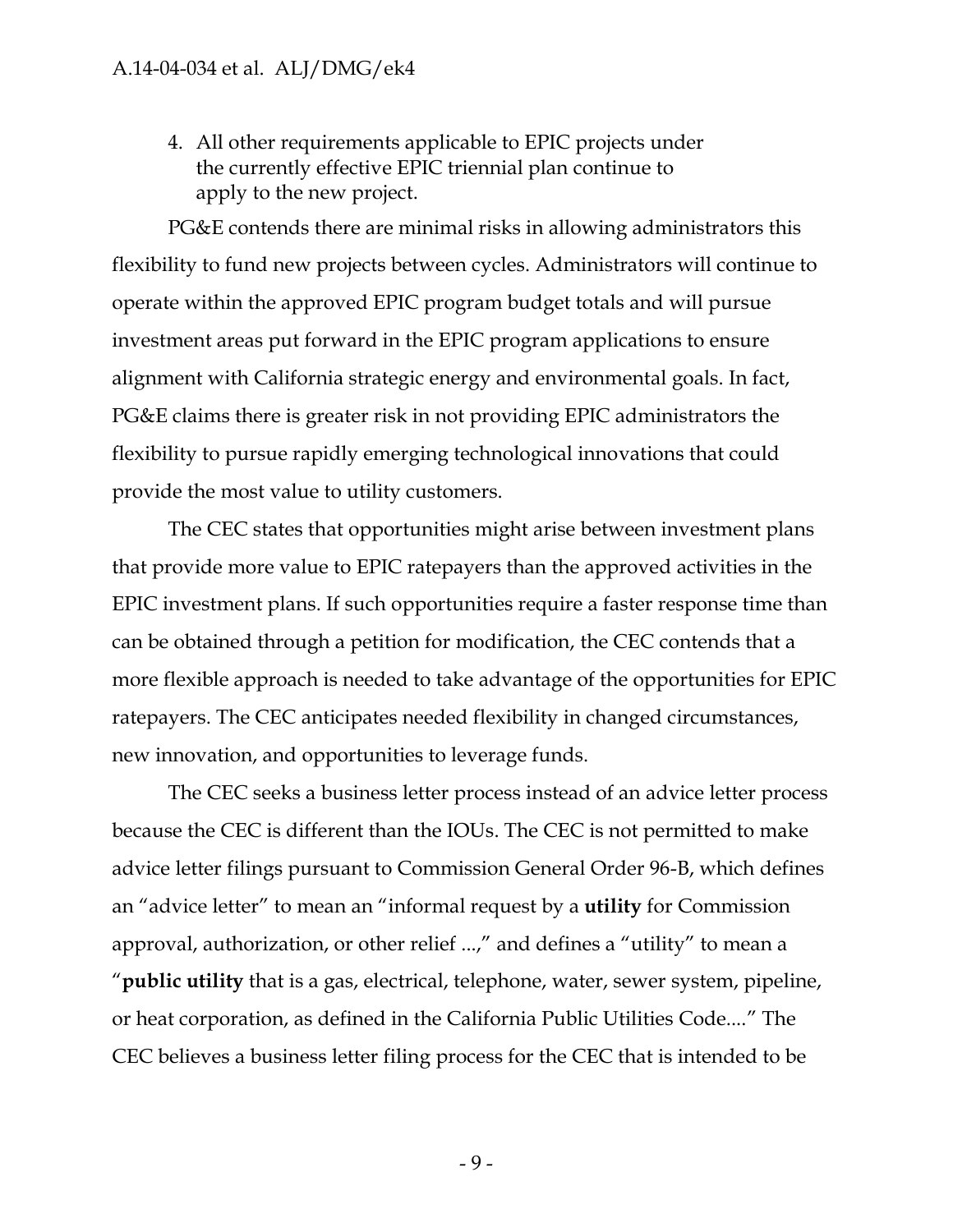4. All other requirements applicable to EPIC projects under the currently effective EPIC triennial plan continue to apply to the new project.

PG&E contends there are minimal risks in allowing administrators this flexibility to fund new projects between cycles. Administrators will continue to operate within the approved EPIC program budget totals and will pursue investment areas put forward in the EPIC program applications to ensure alignment with California strategic energy and environmental goals. In fact, PG&E claims there is greater risk in not providing EPIC administrators the flexibility to pursue rapidly emerging technological innovations that could provide the most value to utility customers.

The CEC states that opportunities might arise between investment plans that provide more value to EPIC ratepayers than the approved activities in the EPIC investment plans. If such opportunities require a faster response time than can be obtained through a petition for modification, the CEC contends that a more flexible approach is needed to take advantage of the opportunities for EPIC ratepayers. The CEC anticipates needed flexibility in changed circumstances, new innovation, and opportunities to leverage funds.

The CEC seeks a business letter process instead of an advice letter process because the CEC is different than the IOUs. The CEC is not permitted to make advice letter filings pursuant to Commission General Order 96-B, which defines an "advice letter" to mean an "informal request by a **utility** for Commission approval, authorization, or other relief ...," and defines a "utility" to mean a "**public utility** that is a gas, electrical, telephone, water, sewer system, pipeline, or heat corporation, as defined in the California Public Utilities Code...." The CEC believes a business letter filing process for the CEC that is intended to be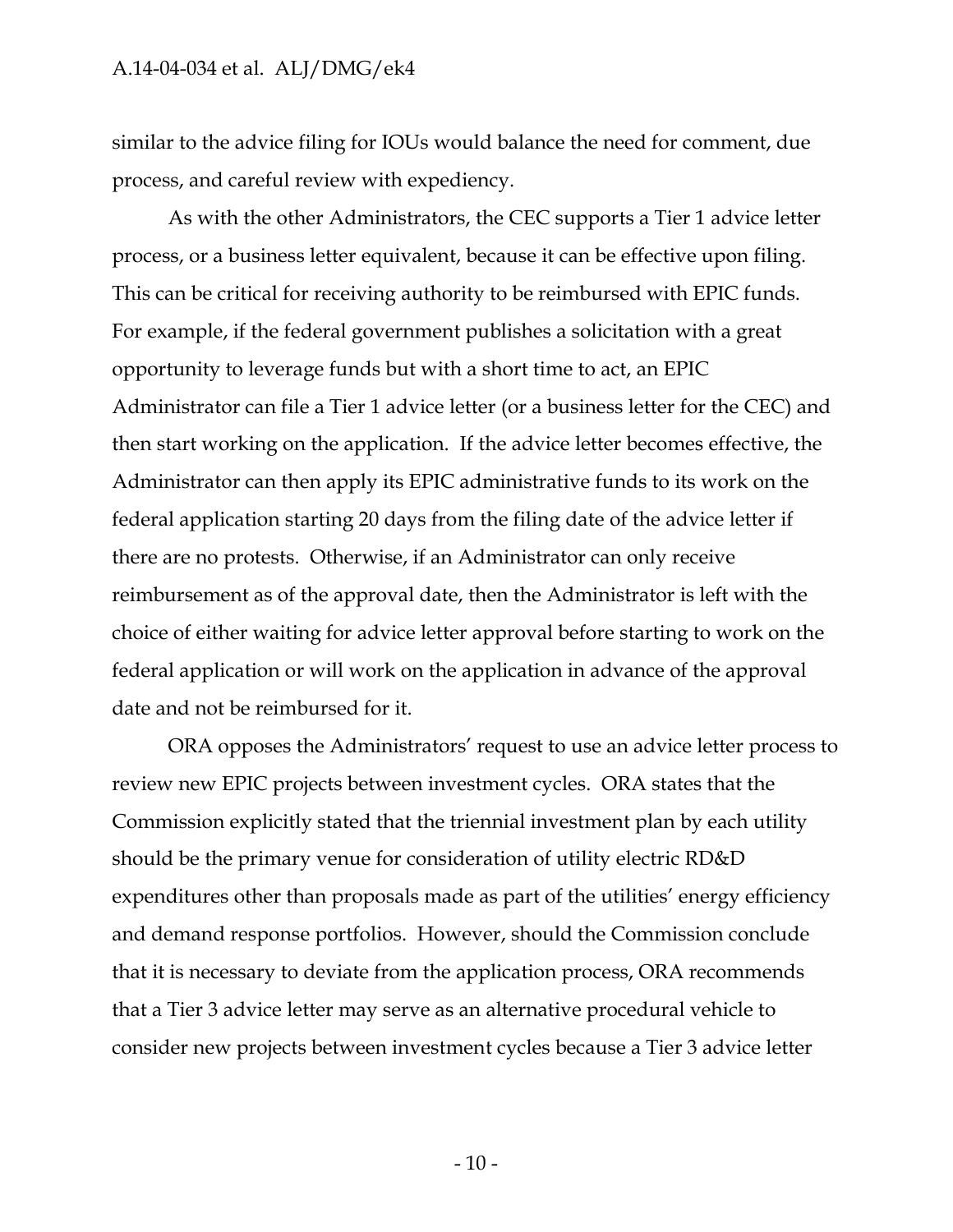similar to the advice filing for IOUs would balance the need for comment, due process, and careful review with expediency.

As with the other Administrators, the CEC supports a Tier 1 advice letter process, or a business letter equivalent, because it can be effective upon filing. This can be critical for receiving authority to be reimbursed with EPIC funds. For example, if the federal government publishes a solicitation with a great opportunity to leverage funds but with a short time to act, an EPIC Administrator can file a Tier 1 advice letter (or a business letter for the CEC) and then start working on the application. If the advice letter becomes effective, the Administrator can then apply its EPIC administrative funds to its work on the federal application starting 20 days from the filing date of the advice letter if there are no protests. Otherwise, if an Administrator can only receive reimbursement as of the approval date, then the Administrator is left with the choice of either waiting for advice letter approval before starting to work on the federal application or will work on the application in advance of the approval date and not be reimbursed for it.

ORA opposes the Administrators' request to use an advice letter process to review new EPIC projects between investment cycles. ORA states that the Commission explicitly stated that the triennial investment plan by each utility should be the primary venue for consideration of utility electric RD&D expenditures other than proposals made as part of the utilities' energy efficiency and demand response portfolios. However, should the Commission conclude that it is necessary to deviate from the application process, ORA recommends that a Tier 3 advice letter may serve as an alternative procedural vehicle to consider new projects between investment cycles because a Tier 3 advice letter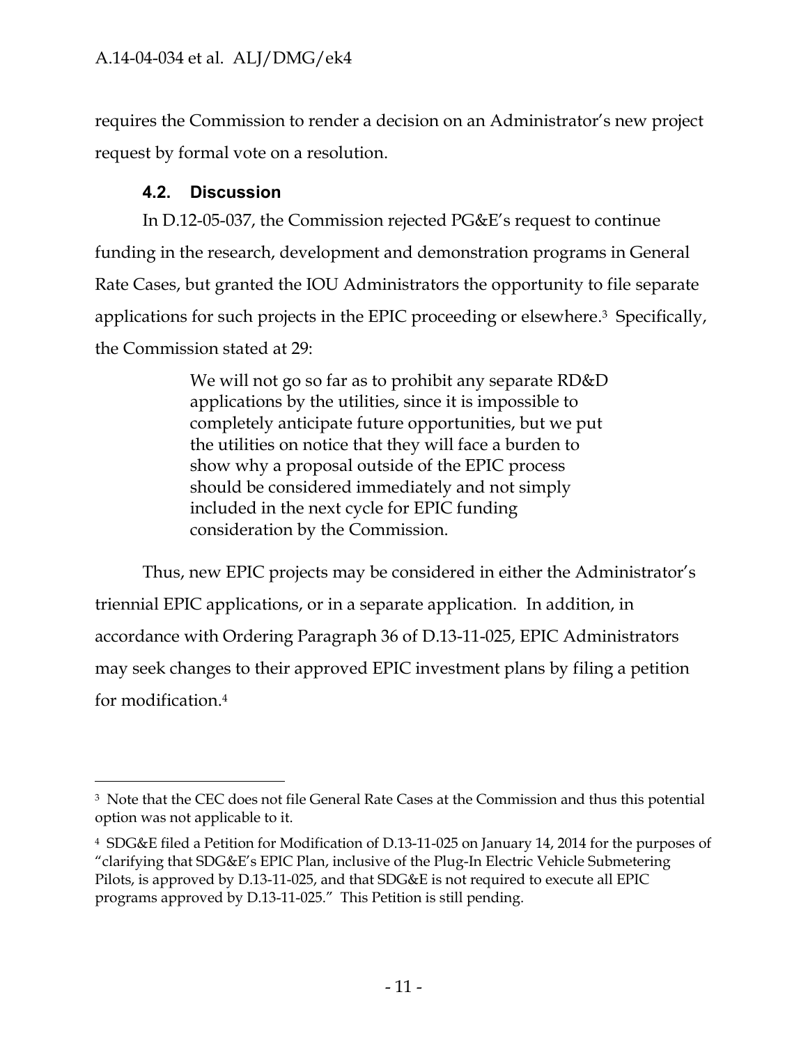requires the Commission to render a decision on an Administrator's new project request by formal vote on a resolution.

### 4.2. Discussion

In D.12-05-037, the Commission rejected PG&E's request to continue funding in the research, development and demonstration programs in General Rate Cases, but granted the IOU Administrators the opportunity to file separate applications for such projects in the EPIC proceeding or elsewhere.[3] Specifically, the Commission stated at 29:

> We will not go so far as to prohibit any separate RD&D applications by the utilities, since it is impossible to completely anticipate future opportunities, but we put the utilities on notice that they will face a burden to show why a proposal outside of the EPIC process should be considered immediately and not simply included in the next cycle for EPIC funding consideration by the Commission.

Thus, new EPIC projects may be considered in either the Administrator's triennial EPIC applications, or in a separate application. In addition, in accordance with Ordering Paragraph 36 of D.13-11-025, EPIC Administrators may seek changes to their approved EPIC investment plans by filing a petition for modification.[4]

---

[3] Note that the CEC does not file General Rate Cases at the Commission and thus this potential option was not applicable to it.

[4] SDG&E filed a Petition for Modification of D.13-11-025 on January 14, 2014 for the purposes of "clarifying that SDG&E's EPIC Plan, inclusive of the Plug-In Electric Vehicle Submetering Pilots, is approved by D.13-11-025, and that SDG&E is not required to execute all EPIC programs approved by D.13-11-025." This Petition is still pending.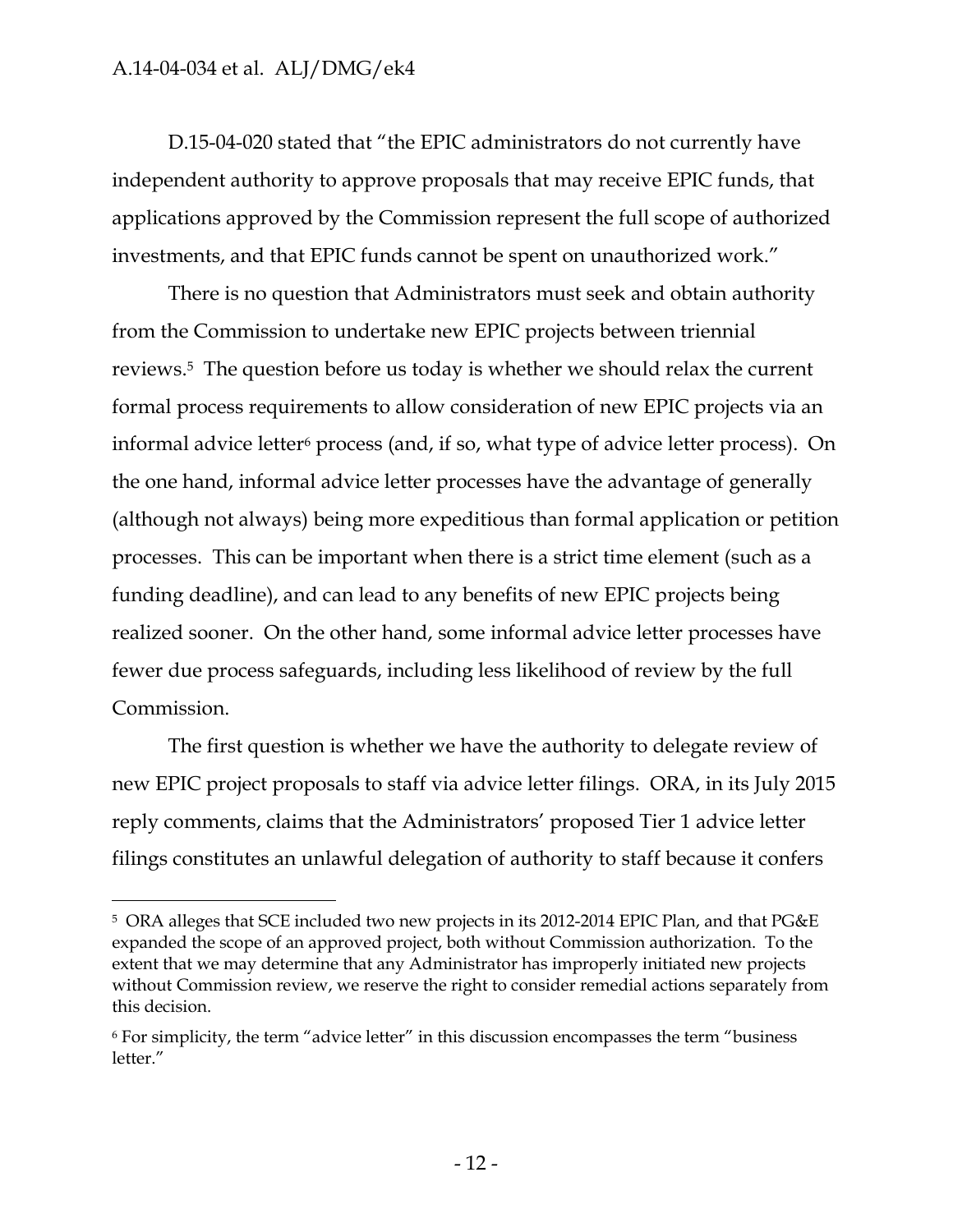D.15-04-020 stated that "the EPIC administrators do not currently have independent authority to approve proposals that may receive EPIC funds, that applications approved by the Commission represent the full scope of authorized investments, and that EPIC funds cannot be spent on unauthorized work."

There is no question that Administrators must seek and obtain authority from the Commission to undertake new EPIC projects between triennial reviews.[5] The question before us today is whether we should relax the current formal process requirements to allow consideration of new EPIC projects via an informal advice letter[6] process (and, if so, what type of advice letter process). On the one hand, informal advice letter processes have the advantage of generally (although not always) being more expeditious than formal application or petition processes. This can be important when there is a strict time element (such as a funding deadline), and can lead to any benefits of new EPIC projects being realized sooner. On the other hand, some informal advice letter processes have fewer due process safeguards, including less likelihood of review by the full Commission.

The first question is whether we have the authority to delegate review of new EPIC project proposals to staff via advice letter filings. ORA, in its July 2015 reply comments, claims that the Administrators' proposed Tier 1 advice letter filings constitutes an unlawful delegation of authority to staff because it confers

---

[5] ORA alleges that SCE included two new projects in its 2012-2014 EPIC Plan, and that PG&E expanded the scope of an approved project, both without Commission authorization. To the extent that we may determine that any Administrator has improperly initiated new projects without Commission review, we reserve the right to consider remedial actions separately from this decision.

[6] For simplicity, the term "advice letter" in this discussion encompasses the term "business letter."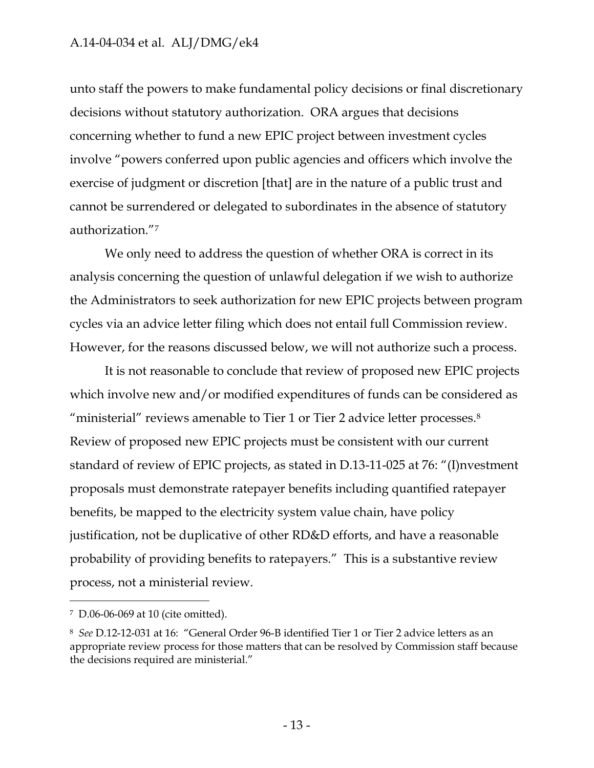unto staff the powers to make fundamental policy decisions or final discretionary decisions without statutory authorization. ORA argues that decisions concerning whether to fund a new EPIC project between investment cycles involve "powers conferred upon public agencies and officers which involve the exercise of judgment or discretion [that] are in the nature of a public trust and cannot be surrendered or delegated to subordinates in the absence of statutory authorization."[7]

We only need to address the question of whether ORA is correct in its analysis concerning the question of unlawful delegation if we wish to authorize the Administrators to seek authorization for new EPIC projects between program cycles via an advice letter filing which does not entail full Commission review. However, for the reasons discussed below, we will not authorize such a process.

It is not reasonable to conclude that review of proposed new EPIC projects which involve new and/or modified expenditures of funds can be considered as "ministerial" reviews amenable to Tier 1 or Tier 2 advice letter processes.[8] Review of proposed new EPIC projects must be consistent with our current standard of review of EPIC projects, as stated in D.13-11-025 at 76: "(I)nvestment proposals must demonstrate ratepayer benefits including quantified ratepayer benefits, be mapped to the electricity system value chain, have policy justification, not be duplicative of other RD&D efforts, and have a reasonable probability of providing benefits to ratepayers." This is a substantive review process, not a ministerial review.

---

[7] D.06-06-069 at 10 (cite omitted).

[8] *See* D.12-12-031 at 16: "General Order 96-B identified Tier 1 or Tier 2 advice letters as an appropriate review process for those matters that can be resolved by Commission staff because the decisions required are ministerial."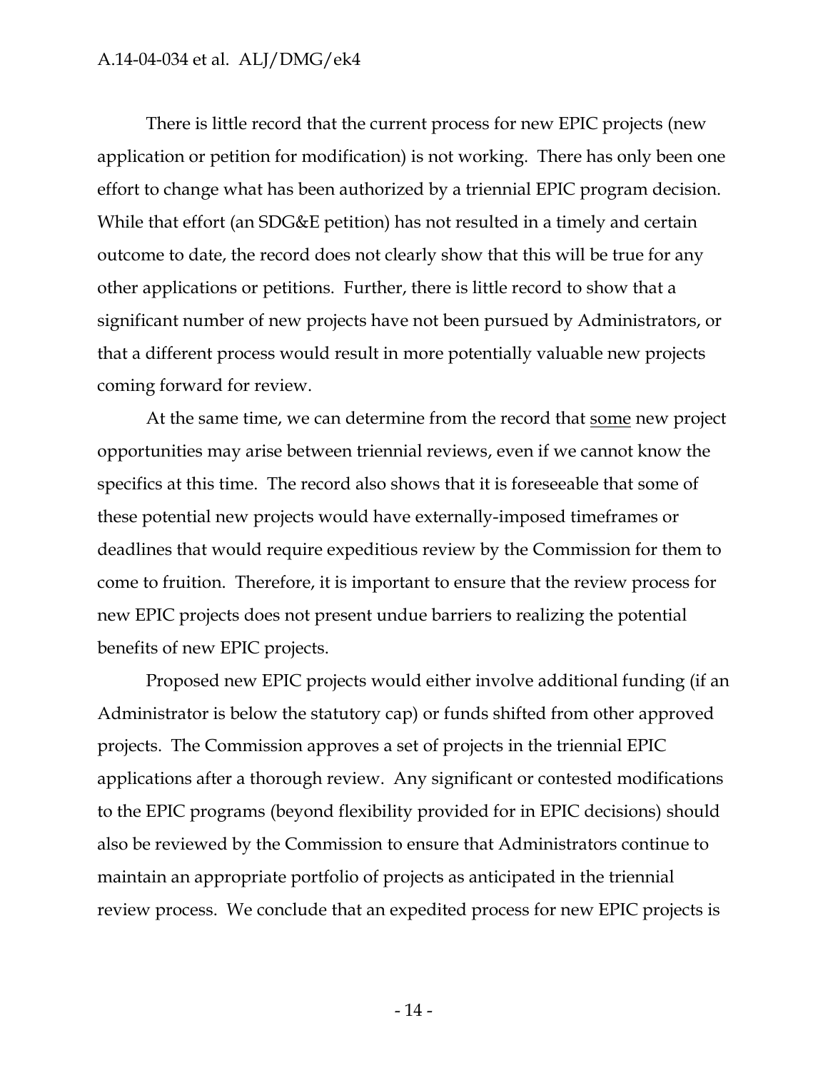There is little record that the current process for new EPIC projects (new application or petition for modification) is not working. There has only been one effort to change what has been authorized by a triennial EPIC program decision. While that effort (an SDG&E petition) has not resulted in a timely and certain outcome to date, the record does not clearly show that this will be true for any other applications or petitions. Further, there is little record to show that a significant number of new projects have not been pursued by Administrators, or that a different process would result in more potentially valuable new projects coming forward for review.

At the same time, we can determine from the record that <u>some</u> new project opportunities may arise between triennial reviews, even if we cannot know the specifics at this time. The record also shows that it is foreseeable that some of these potential new projects would have externally-imposed timeframes or deadlines that would require expeditious review by the Commission for them to come to fruition. Therefore, it is important to ensure that the review process for new EPIC projects does not present undue barriers to realizing the potential benefits of new EPIC projects.

Proposed new EPIC projects would either involve additional funding (if an Administrator is below the statutory cap) or funds shifted from other approved projects. The Commission approves a set of projects in the triennial EPIC applications after a thorough review. Any significant or contested modifications to the EPIC programs (beyond flexibility provided for in EPIC decisions) should also be reviewed by the Commission to ensure that Administrators continue to maintain an appropriate portfolio of projects as anticipated in the triennial review process. We conclude that an expedited process for new EPIC projects is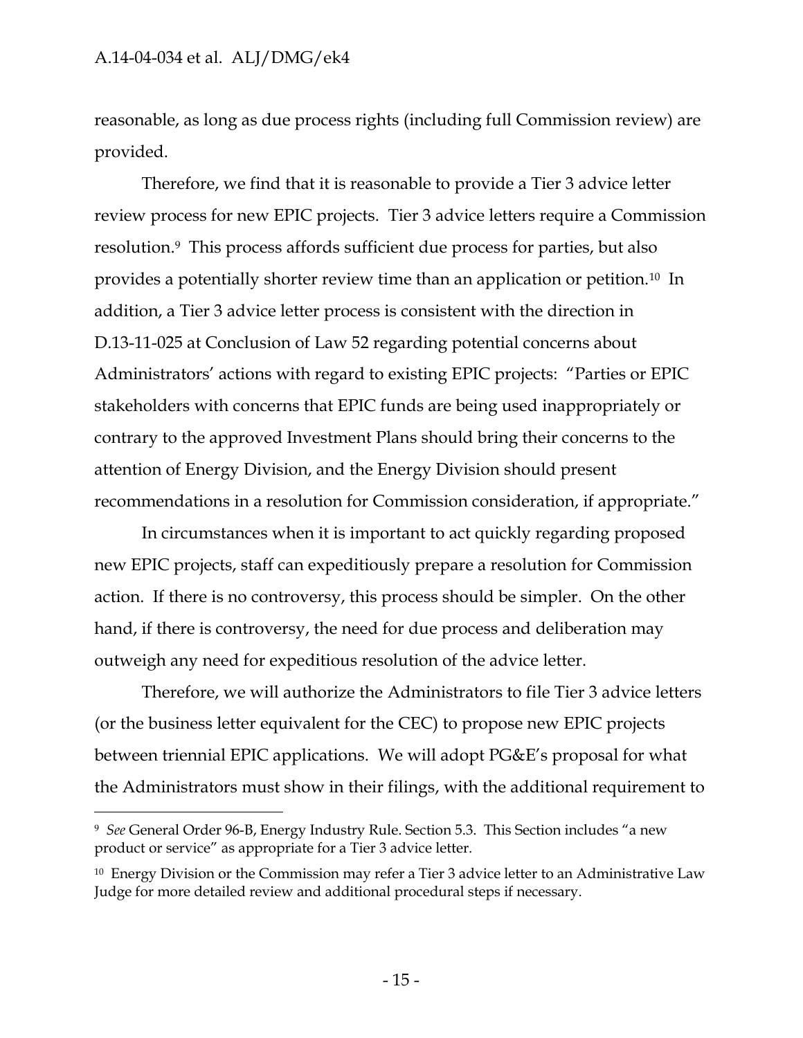reasonable, as long as due process rights (including full Commission review) are provided.

Therefore, we find that it is reasonable to provide a Tier 3 advice letter review process for new EPIC projects. Tier 3 advice letters require a Commission resolution.[9] This process affords sufficient due process for parties, but also provides a potentially shorter review time than an application or petition.[10] In addition, a Tier 3 advice letter process is consistent with the direction in D.13-11-025 at Conclusion of Law 52 regarding potential concerns about Administrators' actions with regard to existing EPIC projects: "Parties or EPIC stakeholders with concerns that EPIC funds are being used inappropriately or contrary to the approved Investment Plans should bring their concerns to the attention of Energy Division, and the Energy Division should present recommendations in a resolution for Commission consideration, if appropriate."

In circumstances when it is important to act quickly regarding proposed new EPIC projects, staff can expeditiously prepare a resolution for Commission action. If there is no controversy, this process should be simpler. On the other hand, if there is controversy, the need for due process and deliberation may outweigh any need for expeditious resolution of the advice letter.

Therefore, we will authorize the Administrators to file Tier 3 advice letters (or the business letter equivalent for the CEC) to propose new EPIC projects between triennial EPIC applications. We will adopt PG&E's proposal for what the Administrators must show in their filings, with the additional requirement to

---

[9] *See* General Order 96-B, Energy Industry Rule. Section 5.3. This Section includes "a new product or service" as appropriate for a Tier 3 advice letter.

[10] Energy Division or the Commission may refer a Tier 3 advice letter to an Administrative Law Judge for more detailed review and additional procedural steps if necessary.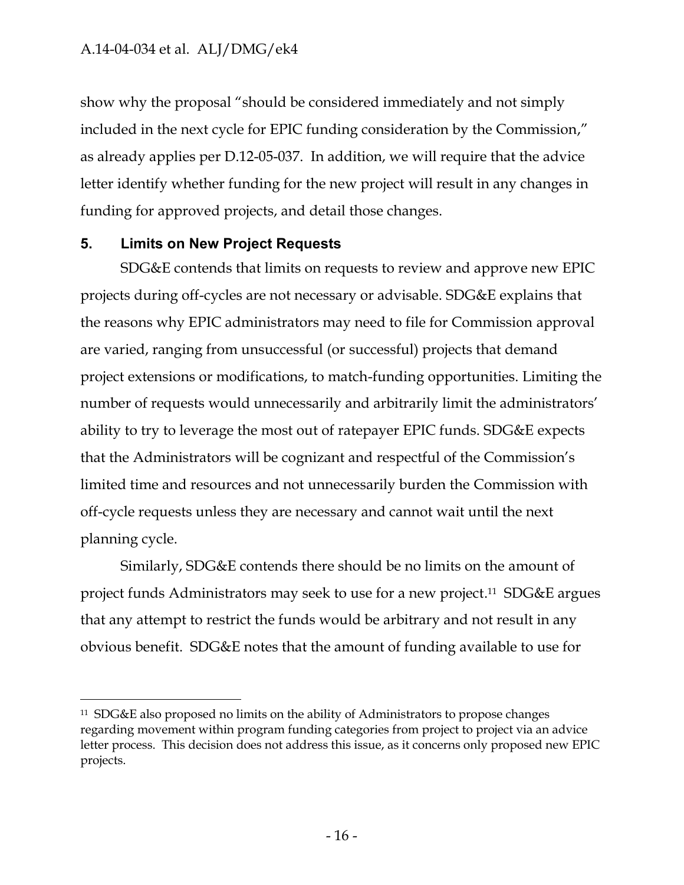show why the proposal "should be considered immediately and not simply included in the next cycle for EPIC funding consideration by the Commission," as already applies per D.12-05-037. In addition, we will require that the advice letter identify whether funding for the new project will result in any changes in funding for approved projects, and detail those changes.

## 5. Limits on New Project Requests

SDG&E contends that limits on requests to review and approve new EPIC projects during off-cycles are not necessary or advisable. SDG&E explains that the reasons why EPIC administrators may need to file for Commission approval are varied, ranging from unsuccessful (or successful) projects that demand project extensions or modifications, to match-funding opportunities. Limiting the number of requests would unnecessarily and arbitrarily limit the administrators' ability to try to leverage the most out of ratepayer EPIC funds. SDG&E expects that the Administrators will be cognizant and respectful of the Commission's limited time and resources and not unnecessarily burden the Commission with off-cycle requests unless they are necessary and cannot wait until the next planning cycle.

Similarly, SDG&E contends there should be no limits on the amount of project funds Administrators may seek to use for a new project.[11] SDG&E argues that any attempt to restrict the funds would be arbitrary and not result in any obvious benefit. SDG&E notes that the amount of funding available to use for

---

[11] SDG&E also proposed no limits on the ability of Administrators to propose changes regarding movement within program funding categories from project to project via an advice letter process. This decision does not address this issue, as it concerns only proposed new EPIC projects.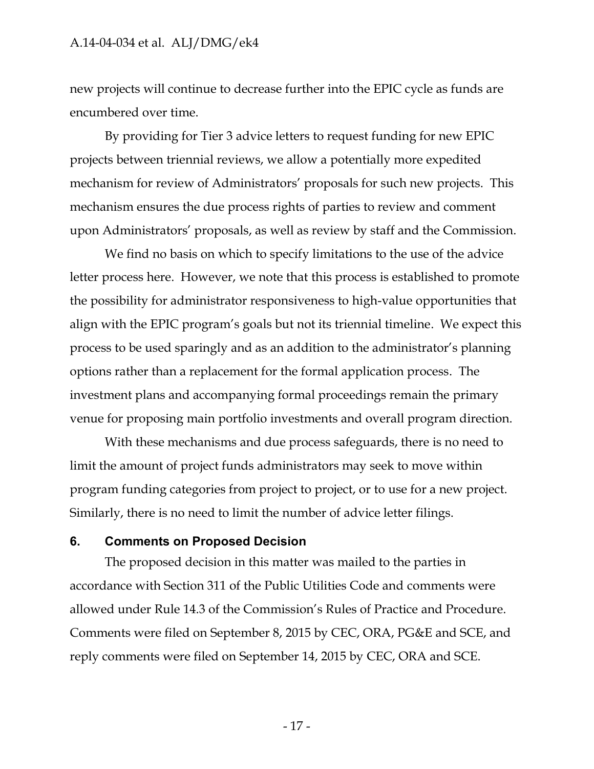new projects will continue to decrease further into the EPIC cycle as funds are encumbered over time.

By providing for Tier 3 advice letters to request funding for new EPIC projects between triennial reviews, we allow a potentially more expedited mechanism for review of Administrators' proposals for such new projects. This mechanism ensures the due process rights of parties to review and comment upon Administrators' proposals, as well as review by staff and the Commission.

We find no basis on which to specify limitations to the use of the advice letter process here. However, we note that this process is established to promote the possibility for administrator responsiveness to high-value opportunities that align with the EPIC program's goals but not its triennial timeline. We expect this process to be used sparingly and as an addition to the administrator's planning options rather than a replacement for the formal application process. The investment plans and accompanying formal proceedings remain the primary venue for proposing main portfolio investments and overall program direction.

With these mechanisms and due process safeguards, there is no need to limit the amount of project funds administrators may seek to move within program funding categories from project to project, or to use for a new project. Similarly, there is no need to limit the number of advice letter filings.

## 6. Comments on Proposed Decision

The proposed decision in this matter was mailed to the parties in accordance with Section 311 of the Public Utilities Code and comments were allowed under Rule 14.3 of the Commission's Rules of Practice and Procedure. Comments were filed on September 8, 2015 by CEC, ORA, PG&E and SCE, and reply comments were filed on September 14, 2015 by CEC, ORA and SCE.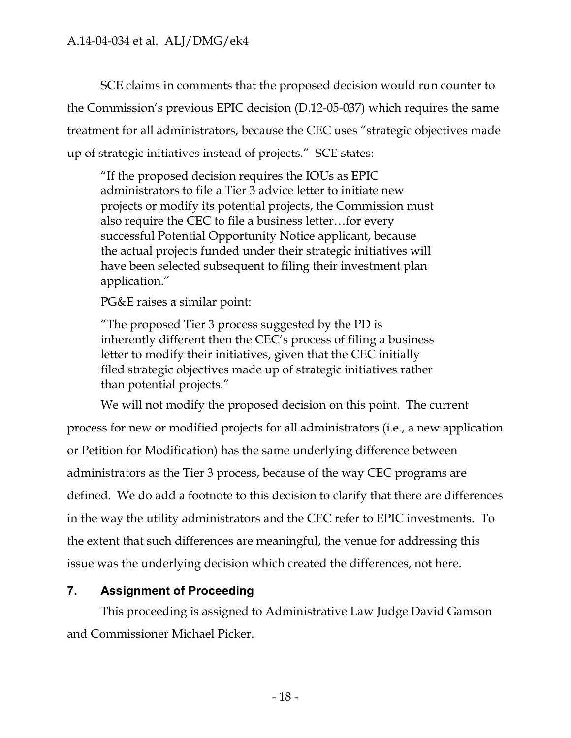SCE claims in comments that the proposed decision would run counter to the Commission's previous EPIC decision (D.12-05-037) which requires the same treatment for all administrators, because the CEC uses "strategic objectives made up of strategic initiatives instead of projects." SCE states:

> "If the proposed decision requires the IOUs as EPIC administrators to file a Tier 3 advice letter to initiate new projects or modify its potential projects, the Commission must also require the CEC to file a business letter…for every successful Potential Opportunity Notice applicant, because the actual projects funded under their strategic initiatives will have been selected subsequent to filing their investment plan application."
>
> PG&E raises a similar point:
>
> "The proposed Tier 3 process suggested by the PD is inherently different then the CEC's process of filing a business letter to modify their initiatives, given that the CEC initially filed strategic objectives made up of strategic initiatives rather than potential projects."

We will not modify the proposed decision on this point. The current process for new or modified projects for all administrators (i.e., a new application or Petition for Modification) has the same underlying difference between administrators as the Tier 3 process, because of the way CEC programs are defined. We do add a footnote to this decision to clarify that there are differences in the way the utility administrators and the CEC refer to EPIC investments. To the extent that such differences are meaningful, the venue for addressing this issue was the underlying decision which created the differences, not here.

## 7. Assignment of Proceeding

This proceeding is assigned to Administrative Law Judge David Gamson and Commissioner Michael Picker.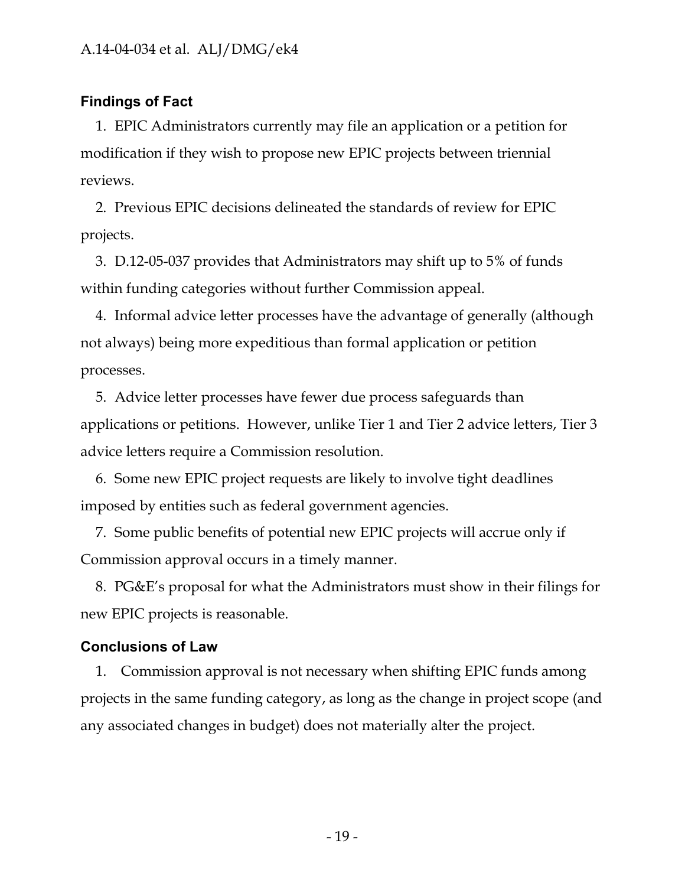## Findings of Fact

1. EPIC Administrators currently may file an application or a petition for modification if they wish to propose new EPIC projects between triennial reviews.

2. Previous EPIC decisions delineated the standards of review for EPIC projects.

3. D.12-05-037 provides that Administrators may shift up to 5% of funds within funding categories without further Commission appeal.

4. Informal advice letter processes have the advantage of generally (although not always) being more expeditious than formal application or petition processes.

5. Advice letter processes have fewer due process safeguards than applications or petitions. However, unlike Tier 1 and Tier 2 advice letters, Tier 3 advice letters require a Commission resolution.

6. Some new EPIC project requests are likely to involve tight deadlines imposed by entities such as federal government agencies.

7. Some public benefits of potential new EPIC projects will accrue only if Commission approval occurs in a timely manner.

8. PG&E's proposal for what the Administrators must show in their filings for new EPIC projects is reasonable.

## Conclusions of Law

1. Commission approval is not necessary when shifting EPIC funds among projects in the same funding category, as long as the change in project scope (and any associated changes in budget) does not materially alter the project.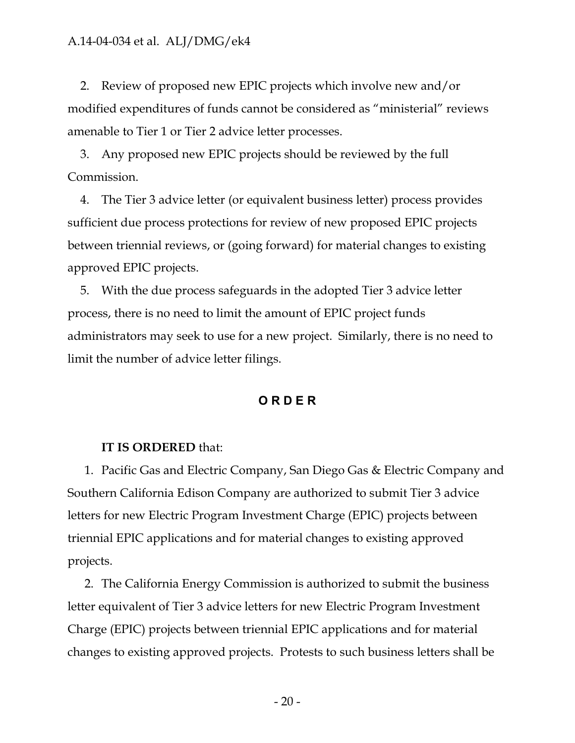2. Review of proposed new EPIC projects which involve new and/or modified expenditures of funds cannot be considered as "ministerial" reviews amenable to Tier 1 or Tier 2 advice letter processes.

3. Any proposed new EPIC projects should be reviewed by the full Commission.

4. The Tier 3 advice letter (or equivalent business letter) process provides sufficient due process protections for review of new proposed EPIC projects between triennial reviews, or (going forward) for material changes to existing approved EPIC projects.

5. With the due process safeguards in the adopted Tier 3 advice letter process, there is no need to limit the amount of EPIC project funds administrators may seek to use for a new project. Similarly, there is no need to limit the number of advice letter filings.

## ORDER

**IT IS ORDERED** that:

1. Pacific Gas and Electric Company, San Diego Gas & Electric Company and Southern California Edison Company are authorized to submit Tier 3 advice letters for new Electric Program Investment Charge (EPIC) projects between triennial EPIC applications and for material changes to existing approved projects.

2. The California Energy Commission is authorized to submit the business letter equivalent of Tier 3 advice letters for new Electric Program Investment Charge (EPIC) projects between triennial EPIC applications and for material changes to existing approved projects. Protests to such business letters shall be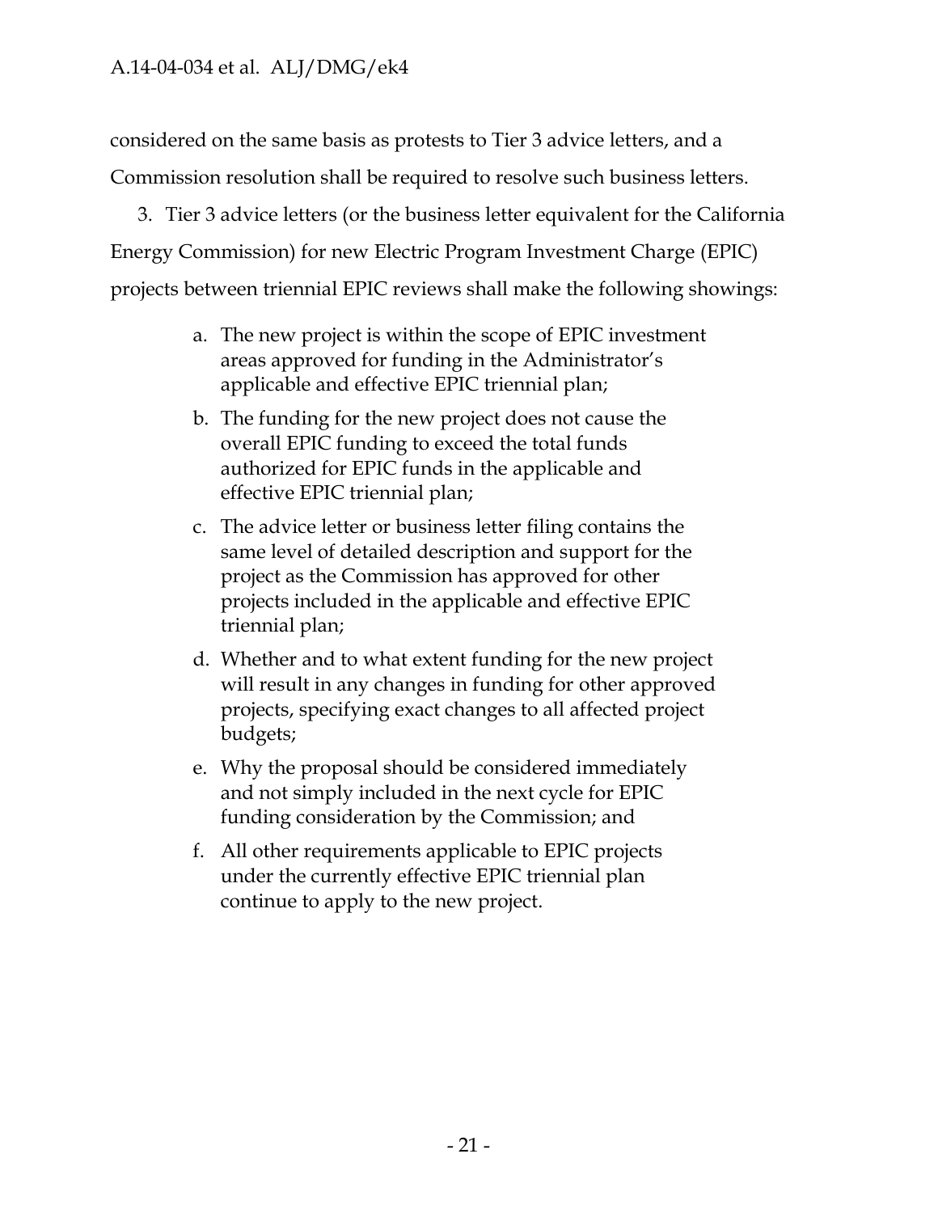considered on the same basis as protests to Tier 3 advice letters, and a Commission resolution shall be required to resolve such business letters.

3. Tier 3 advice letters (or the business letter equivalent for the California Energy Commission) for new Electric Program Investment Charge (EPIC) projects between triennial EPIC reviews shall make the following showings:

   a. The new project is within the scope of EPIC investment areas approved for funding in the Administrator's applicable and effective EPIC triennial plan;

   b. The funding for the new project does not cause the overall EPIC funding to exceed the total funds authorized for EPIC funds in the applicable and effective EPIC triennial plan;

   c. The advice letter or business letter filing contains the same level of detailed description and support for the project as the Commission has approved for other projects included in the applicable and effective EPIC triennial plan;

   d. Whether and to what extent funding for the new project will result in any changes in funding for other approved projects, specifying exact changes to all affected project budgets;

   e. Why the proposal should be considered immediately and not simply included in the next cycle for EPIC funding consideration by the Commission; and

   f. All other requirements applicable to EPIC projects under the currently effective EPIC triennial plan continue to apply to the new project.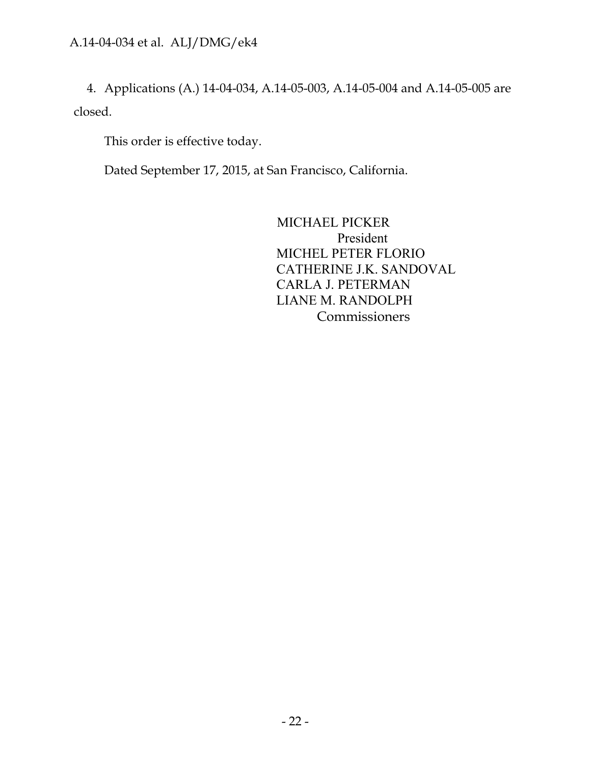4. Applications (A.) 14-04-034, A.14-05-003, A.14-05-004 and A.14-05-005 are closed.

This order is effective today.

Dated September 17, 2015, at San Francisco, California.

MICHAEL PICKER
President
MICHEL PETER FLORIO
CATHERINE J.K. SANDOVAL
CARLA J. PETERMAN
LIANE M. RANDOLPH
Commissioners